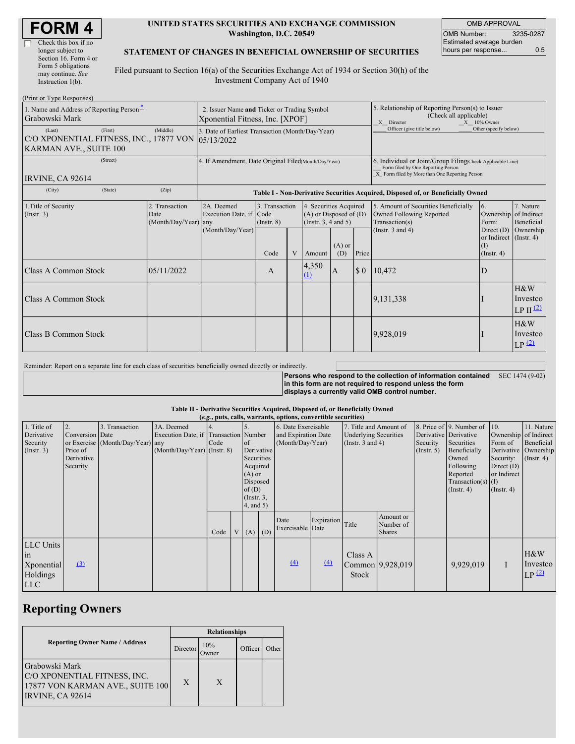# FORM 4

☐ Check this box if no longer subject to Section 16. Form 4 or Form 5 obligations may continue. *See* Instruction 1(b).

**UNITED STATES SECURITIES AND EXCHANGE COMMISSION**
**Washington, D.C. 20549**

**STATEMENT OF CHANGES IN BENEFICIAL OWNERSHIP OF SECURITIES**

Filed pursuant to Section 16(a) of the Securities Exchange Act of 1934 or Section 30(h) of the Investment Company Act of 1940

| OMB APPROVAL | |
|---|---|
| OMB Number: | 3235-0287 |
| Estimated average burden hours per response... | 0.5 |

(Print or Type Responses)

| 1. Name and Address of Reporting Person* | 2. Issuer Name **and** Ticker or Trading Symbol | 5. Relationship of Reporting Person(s) to Issuer (Check all applicable) |
|---|---|---|
| Grabowski Mark | Xponential Fitness, Inc. [XPOF] | _X_ Director _X_ 10% Owner ___ Officer (give title below) ___ Other (specify below) |
| (Last) (First) (Middle) C/O XPONENTIAL FITNESS, INC., 17877 VON KARMAN AVE., SUITE 100 | 3. Date of Earliest Transaction (Month/Day/Year) 05/13/2022 | |
| (Street) IRVINE, CA 92614 | 4. If Amendment, Date Original Filed (Month/Day/Year) | 6. Individual or Joint/Group Filing (Check Applicable Line) ___ Form filed by One Reporting Person _X_ Form filed by More than One Reporting Person |
| (City) (State) (Zip) | | |

**Table I - Non-Derivative Securities Acquired, Disposed of, or Beneficially Owned**

| 1.Title of Security (Instr. 3) | 2. Transaction Date (Month/Day/Year) | 2A. Deemed Execution Date, if any (Month/Day/Year) | 3. Transaction Code (Instr. 8) | | 4. Securities Acquired (A) or Disposed of (D) (Instr. 3, 4 and 5) | | | 5. Amount of Securities Beneficially Owned Following Reported Transaction(s) (Instr. 3 and 4) | 6. Ownership Form: Direct (D) or Indirect (I) (Instr. 4) | 7. Nature of Indirect Beneficial Ownership (Instr. 4) |
|---|---|---|---|---|---|---|---|---|---|---|
| | | | Code | V | Amount | (A) or (D) | Price | | | |
| Class A Common Stock | 05/11/2022 | | A | | 4,350 (1) | A | $ 0 | 10,472 | D | |
| Class A Common Stock | | | | | | | | 9,131,338 | I | H&W Investco LP II (2) |
| Class B Common Stock | | | | | | | | 9,928,019 | I | H&W Investco LP (2) |

Reminder: Report on a separate line for each class of securities beneficially owned directly or indirectly.

**Persons who respond to the collection of information contained in this form are not required to respond unless the form displays a currently valid OMB control number.** SEC 1474 (9-02)

**Table II - Derivative Securities Acquired, Disposed of, or Beneficially Owned**
**(*e.g.*, puts, calls, warrants, options, convertible securities)**

| 1. Title of Derivative Security (Instr. 3) | 2. Conversion or Exercise Price of Derivative Security | 3. Transaction Date (Month/Day/Year) | 3A. Deemed Execution Date, if any (Month/Day/Year) | 4. Transaction Code (Instr. 8) | | 5. Number of Derivative Securities Acquired (A) or Disposed of (D) (Instr. 3, 4, and 5) | | 6. Date Exercisable and Expiration Date (Month/Day/Year) | | 7. Title and Amount of Underlying Securities (Instr. 3 and 4) | | 8. Price of Derivative Security (Instr. 5) | 9. Number of Derivative Securities Beneficially Owned Following Reported Transaction(s) (Instr. 4) | 10. Ownership Form of Derivative Security: Direct (D) or Indirect (I) (Instr. 4) | 11. Nature of Indirect Beneficial Ownership (Instr. 4) |
|---|---|---|---|---|---|---|---|---|---|---|---|---|---|---|---|
| | | | | Code | V | (A) | (D) | Date Exercisable | Expiration Date | Title | Amount or Number of Shares | | | | |
| LLC Units in Xponential Holdings LLC | (3) | | | | | | | (4) | (4) | Class A Common Stock | 9,928,019 | | 9,929,019 | I | H&W Investco LP (2) |

## Reporting Owners

| Reporting Owner Name / Address | Relationships | | | |
|---|---|---|---|---|
| | Director | 10% Owner | Officer | Other |
| Grabowski Mark C/O XPONENTIAL FITNESS, INC. 17877 VON KARMAN AVE., SUITE 100 IRVINE, CA 92614 | X | X | | |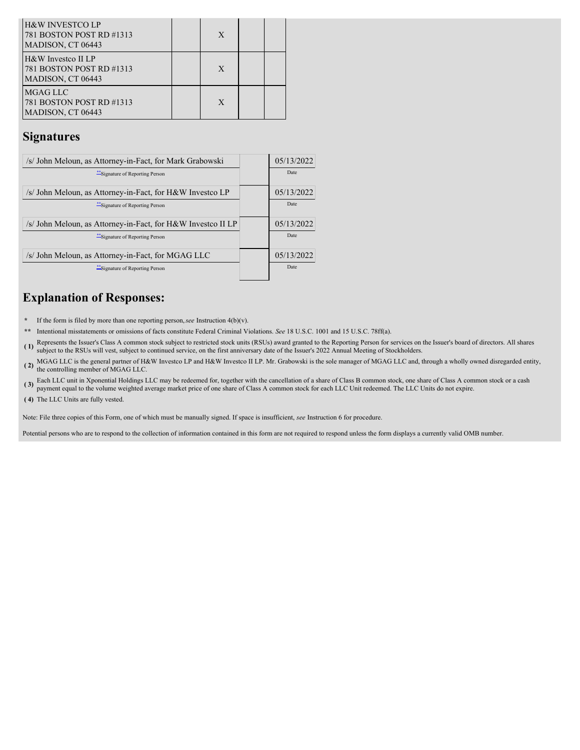| | | | | |
|---|---|---|---|---|
| H&W INVESTCO LP<br>781 BOSTON POST RD #1313<br>MADISON, CT 06443 | | X | | |
| H&W Investco II LP<br>781 BOSTON POST RD #1313<br>MADISON, CT 06443 | | X | | |
| MGAG LLC<br>781 BOSTON POST RD #1313<br>MADISON, CT 06443 | | X | | |

## Signatures

| | | |
|---|---|---|
| /s/ John Meloun, as Attorney-in-Fact, for Mark Grabowski | | 05/13/2022 |
| **Signature of Reporting Person | | Date |
| /s/ John Meloun, as Attorney-in-Fact, for H&W Investco LP | | 05/13/2022 |
| **Signature of Reporting Person | | Date |
| /s/ John Meloun, as Attorney-in-Fact, for H&W Investco II LP | | 05/13/2022 |
| **Signature of Reporting Person | | Date |
| /s/ John Meloun, as Attorney-in-Fact, for MGAG LLC | | 05/13/2022 |
| **Signature of Reporting Person | | Date |

## Explanation of Responses:

\* If the form is filed by more than one reporting person, *see* Instruction 4(b)(v).

** Intentional misstatements or omissions of facts constitute Federal Criminal Violations. *See* 18 U.S.C. 1001 and 15 U.S.C. 78ff(a).

( 1) Represents the Issuer's Class A common stock subject to restricted stock units (RSUs) award granted to the Reporting Person for services on the Issuer's board of directors. All shares subject to the RSUs will vest, subject to continued service, on the first anniversary date of the Issuer's 2022 Annual Meeting of Stockholders.

( 2) MGAG LLC is the general partner of H&W Investco LP and H&W Investco II LP. Mr. Grabowski is the sole manager of MGAG LLC and, through a wholly owned disregarded entity, the controlling member of MGAG LLC.

( 3) Each LLC unit in Xponential Holdings LLC may be redeemed for, together with the cancellation of a share of Class B common stock, one share of Class A common stock or a cash payment equal to the volume weighted average market price of one share of Class A common stock for each LLC Unit redeemed. The LLC Units do not expire.

( 4) The LLC Units are fully vested.

Note: File three copies of this Form, one of which must be manually signed. If space is insufficient, *see* Instruction 6 for procedure.

Potential persons who are to respond to the collection of information contained in this form are not required to respond unless the form displays a currently valid OMB number.